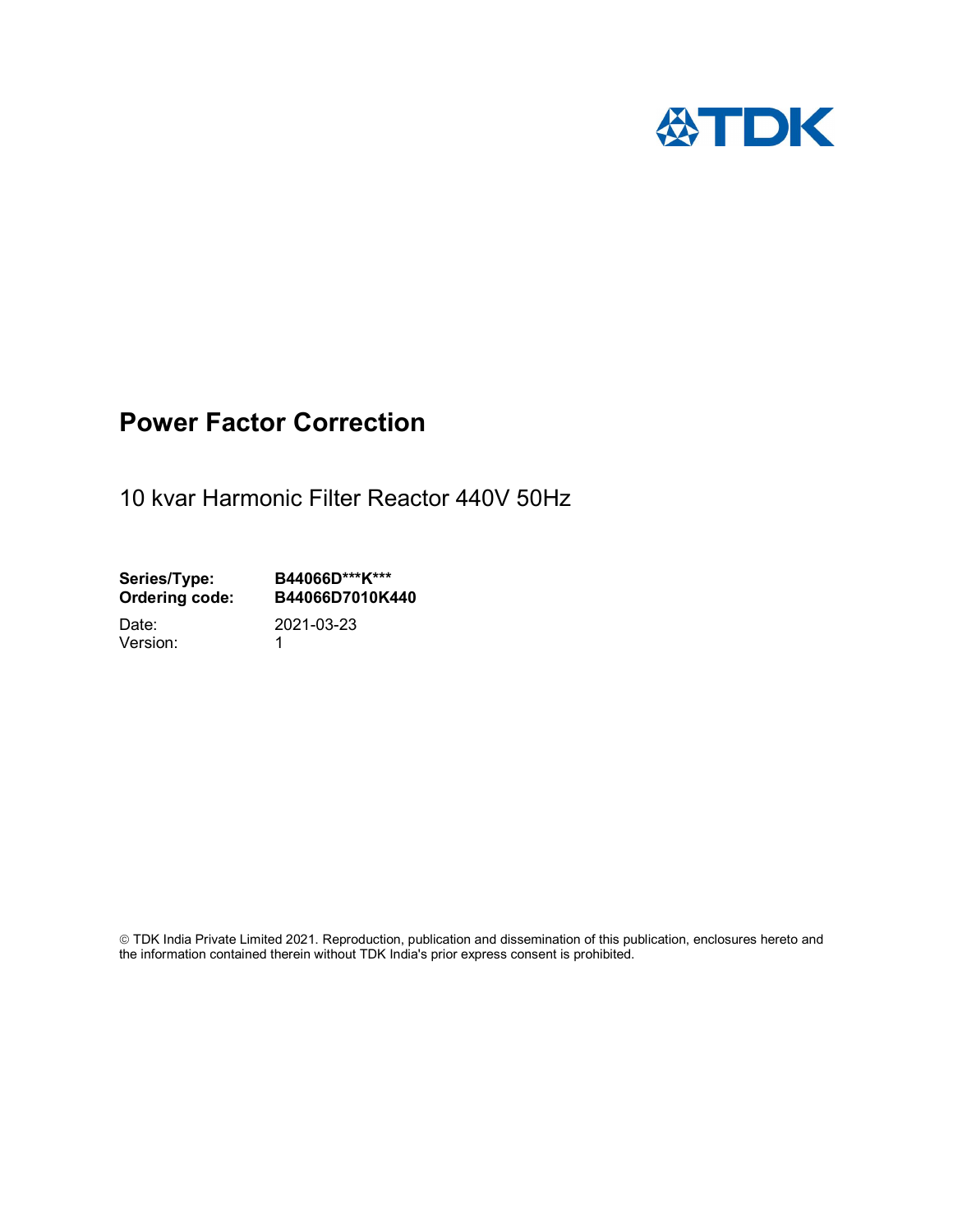# Power Factor Correction

10 kvar Harmonic Filter Reactor 440V 50Hz

**Series/Type:** **B44066D***K*****
**Ordering code:** **B44066D7010K440**

Date: 2021-03-23
Version: 1

© TDK India Private Limited 2021. Reproduction, publication and dissemination of this publication, enclosures hereto and the information contained therein without TDK India's prior express consent is prohibited.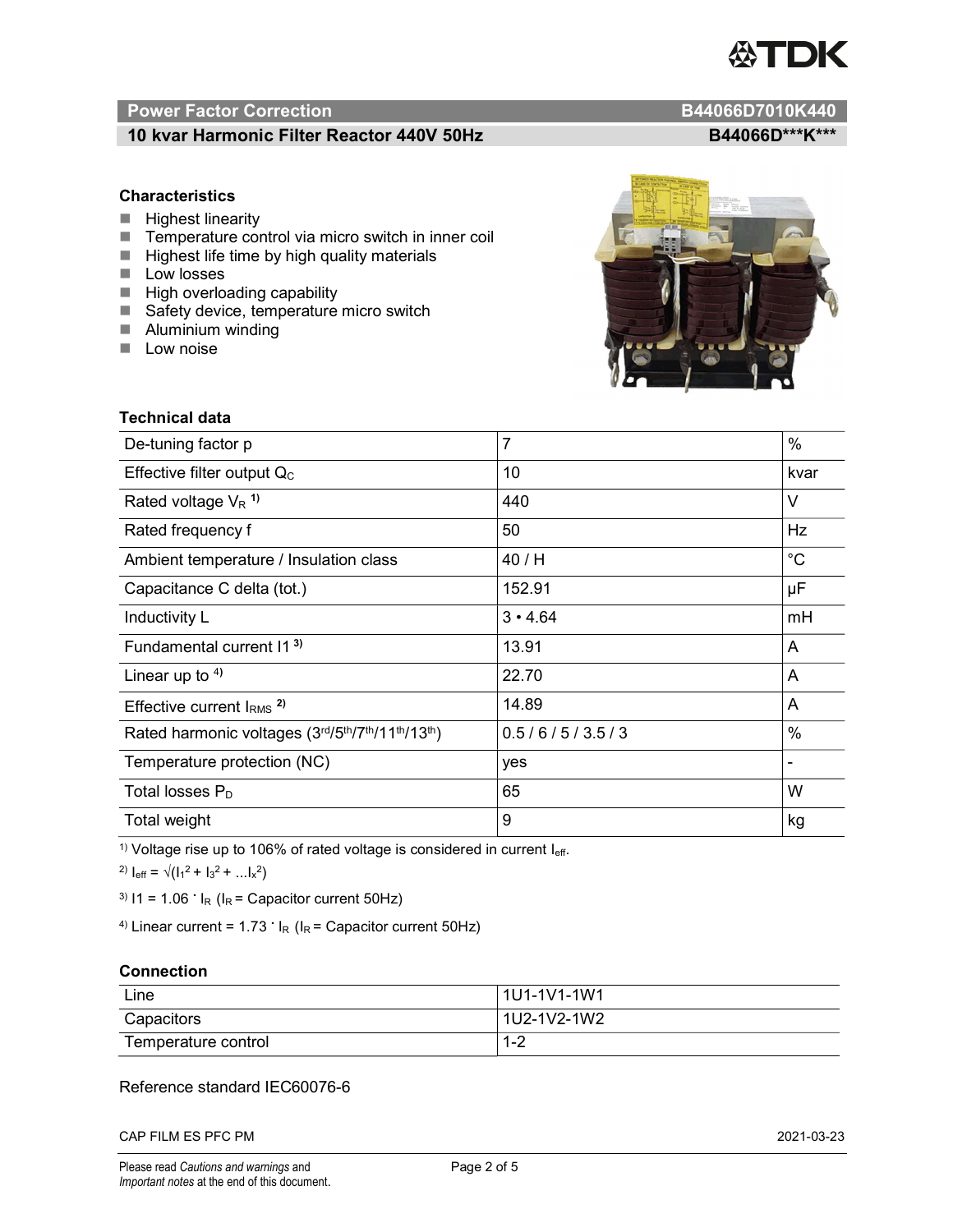## Power Factor Correction B44066D7010K440

### 10 kvar Harmonic Filter Reactor 440V 50Hz B44066D***K***

### Characteristics

- Highest linearity
- Temperature control via micro switch in inner coil
- Highest life time by high quality materials
- Low losses
- High overloading capability
- Safety device, temperature micro switch
- Aluminium winding
- Low noise

### Technical data

| | | |
|---|---|---|
| De-tuning factor p | 7 | % |
| Effective filter output $Q_C$ | 10 | kvar |
| Rated voltage $V_R$ [1)] | 440 | V |
| Rated frequency f | 50 | Hz |
| Ambient temperature / Insulation class | 40 / H | °C |
| Capacitance C delta (tot.) | 152.91 | µF |
| Inductivity L | 3 • 4.64 | mH |
| Fundamental current I1 [3)] | 13.91 | A |
| Linear up to [4)] | 22.70 | A |
| Effective current $I_{RMS}$ [2)] | 14.89 | A |
| Rated harmonic voltages (3rd/5th/7th/11th/13th) | 0.5 / 6 / 5 / 3.5 / 3 | % |
| Temperature protection (NC) | yes | - |
| Total losses $P_D$ | 65 | W |
| Total weight | 9 | kg |

[1)] Voltage rise up to 106% of rated voltage is considered in current $I_{eff}$.

[2)] $I_{eff} = \sqrt{(I_1^2 + I_3^2 + ...I_x^2)}$

[3)] $I1 = 1.06 \cdot I_R$ ($I_R$ = Capacitor current 50Hz)

[4)] Linear current = $1.73 \cdot I_R$ ($I_R$ = Capacitor current 50Hz)

### Connection

| | |
|---|---|
| Line | 1U1-1V1-1W1 |
| Capacitors | 1U2-1V2-1W2 |
| Temperature control | 1-2 |

Reference standard IEC60076-6

CAP FILM ES PFC PM 2021-03-23

Please read *Cautions and warnings* and *Important notes* at the end of this document.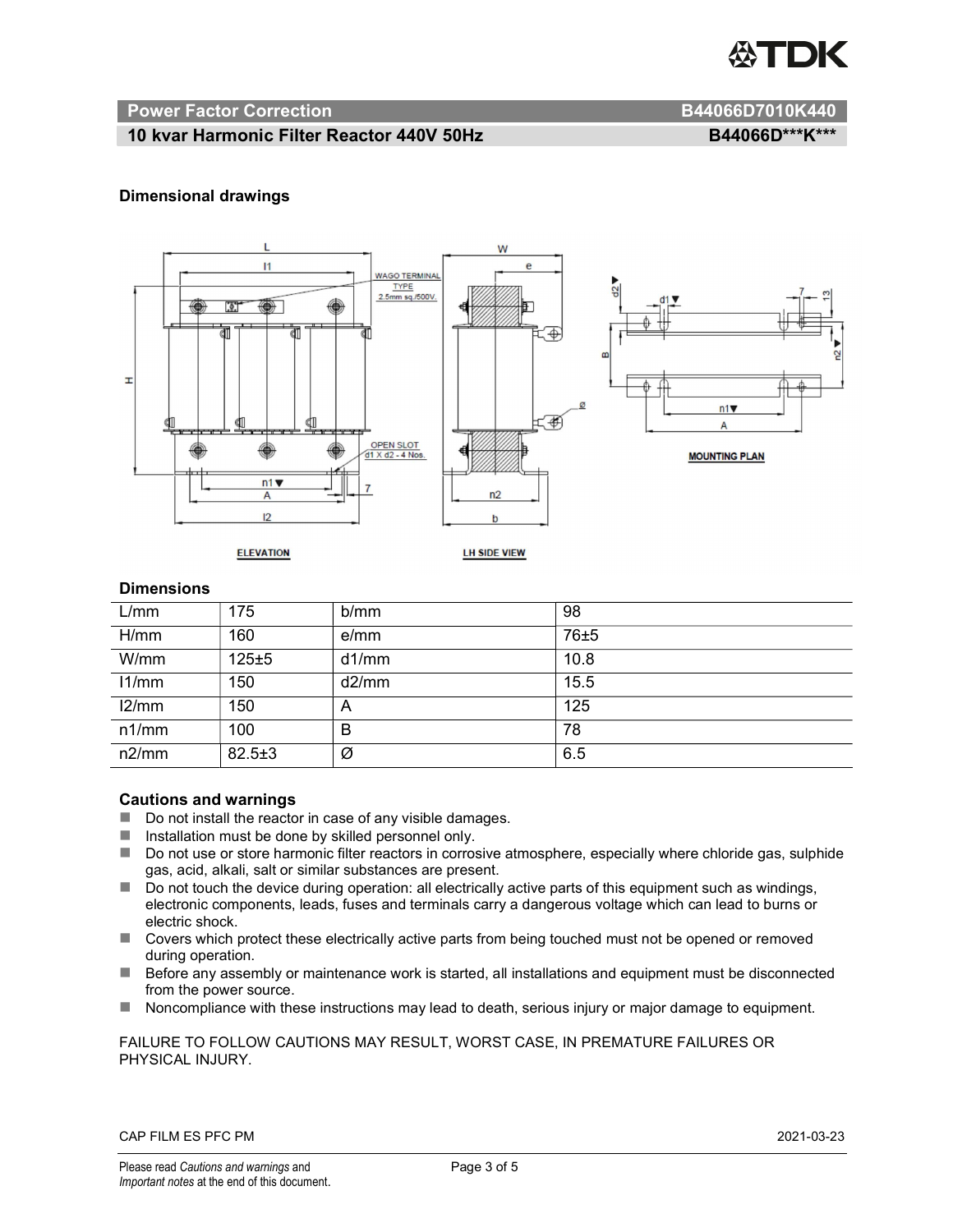## Dimensional drawings

## Dimensions

| L/mm | 175 | b/mm | 98 |
|---|---|---|---|
| H/mm | 160 | e/mm | 76±5 |
| W/mm | 125±5 | d1/mm | 10.8 |
| l1/mm | 150 | d2/mm | 15.5 |
| l2/mm | 150 | A | 125 |
| n1/mm | 100 | B | 78 |
| n2/mm | 82.5±3 | Ø | 6.5 |

### Cautions and warnings

- Do not install the reactor in case of any visible damages.
- Installation must be done by skilled personnel only.
- Do not use or store harmonic filter reactors in corrosive atmosphere, especially where chloride gas, sulphide gas, acid, alkali, salt or similar substances are present.
- Do not touch the device during operation: all electrically active parts of this equipment such as windings, electronic components, leads, fuses and terminals carry a dangerous voltage which can lead to burns or electric shock.
- Covers which protect these electrically active parts from being touched must not be opened or removed during operation.
- Before any assembly or maintenance work is started, all installations and equipment must be disconnected from the power source.
- Noncompliance with these instructions may lead to death, serious injury or major damage to equipment.

FAILURE TO FOLLOW CAUTIONS MAY RESULT, WORST CASE, IN PREMATURE FAILURES OR PHYSICAL INJURY.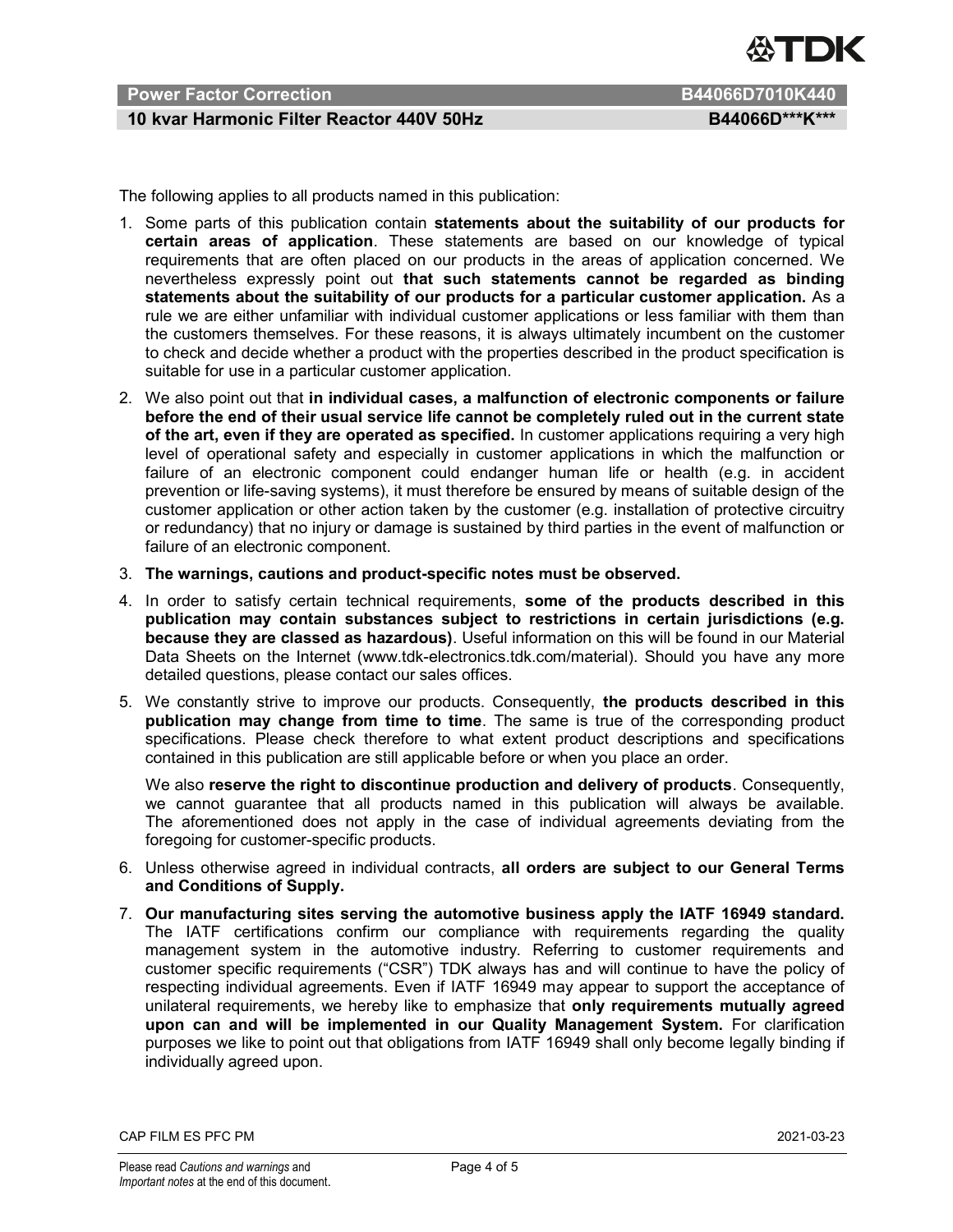The following applies to all products named in this publication:

1. Some parts of this publication contain **statements about the suitability of our products for certain areas of application**. These statements are based on our knowledge of typical requirements that are often placed on our products in the areas of application concerned. We nevertheless expressly point out **that such statements cannot be regarded as binding statements about the suitability of our products for a particular customer application.** As a rule we are either unfamiliar with individual customer applications or less familiar with them than the customers themselves. For these reasons, it is always ultimately incumbent on the customer to check and decide whether a product with the properties described in the product specification is suitable for use in a particular customer application.
2. We also point out that **in individual cases, a malfunction of electronic components or failure before the end of their usual service life cannot be completely ruled out in the current state of the art, even if they are operated as specified.** In customer applications requiring a very high level of operational safety and especially in customer applications in which the malfunction or failure of an electronic component could endanger human life or health (e.g. in accident prevention or life-saving systems), it must therefore be ensured by means of suitable design of the customer application or other action taken by the customer (e.g. installation of protective circuitry or redundancy) that no injury or damage is sustained by third parties in the event of malfunction or failure of an electronic component.
3. **The warnings, cautions and product-specific notes must be observed.**
4. In order to satisfy certain technical requirements, **some of the products described in this publication may contain substances subject to restrictions in certain jurisdictions (e.g. because they are classed as hazardous)**. Useful information on this will be found in our Material Data Sheets on the Internet (www.tdk-electronics.tdk.com/material). Should you have any more detailed questions, please contact our sales offices.
5. We constantly strive to improve our products. Consequently, **the products described in this publication may change from time to time**. The same is true of the corresponding product specifications. Please check therefore to what extent product descriptions and specifications contained in this publication are still applicable before or when you place an order.

   We also **reserve the right to discontinue production and delivery of products**. Consequently, we cannot guarantee that all products named in this publication will always be available. The aforementioned does not apply in the case of individual agreements deviating from the foregoing for customer-specific products.
6. Unless otherwise agreed in individual contracts, **all orders are subject to our General Terms and Conditions of Supply.**
7. **Our manufacturing sites serving the automotive business apply the IATF 16949 standard.** The IATF certifications confirm our compliance with requirements regarding the quality management system in the automotive industry. Referring to customer requirements and customer specific requirements ("CSR") TDK always has and will continue to have the policy of respecting individual agreements. Even if IATF 16949 may appear to support the acceptance of unilateral requirements, we hereby like to emphasize that **only requirements mutually agreed upon can and will be implemented in our Quality Management System.** For clarification purposes we like to point out that obligations from IATF 16949 shall only become legally binding if individually agreed upon.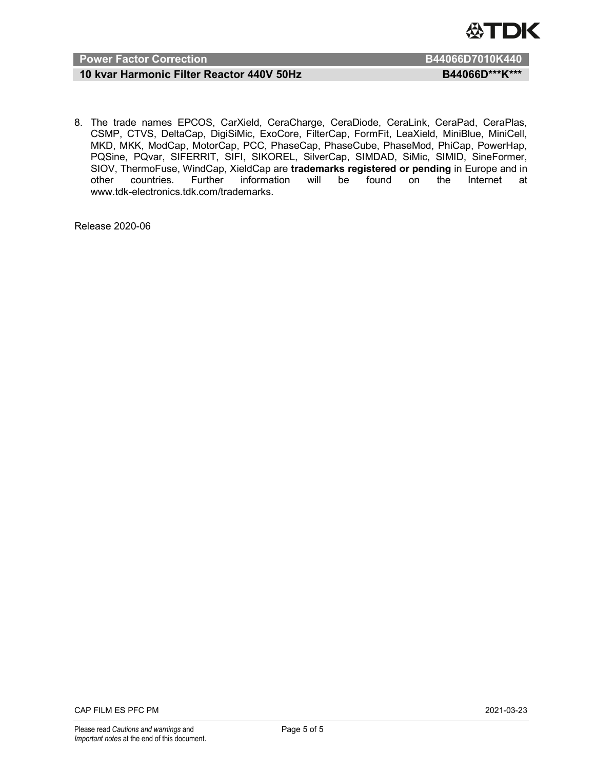8. The trade names EPCOS, CarXield, CeraCharge, CeraDiode, CeraLink, CeraPad, CeraPlas, CSMP, CTVS, DeltaCap, DigiSiMic, ExoCore, FilterCap, FormFit, LeaXield, MiniBlue, MiniCell, MKD, MKK, ModCap, MotorCap, PCC, PhaseCap, PhaseCube, PhaseMod, PhiCap, PowerHap, PQSine, PQvar, SIFERRIT, SIFI, SIKOREL, SilverCap, SIMDAD, SiMic, SIMID, SineFormer, SIOV, ThermoFuse, WindCap, XieldCap are **trademarks registered or pending** in Europe and in other countries. Further information will be found on the Internet at www.tdk-electronics.tdk.com/trademarks.

Release 2020-06